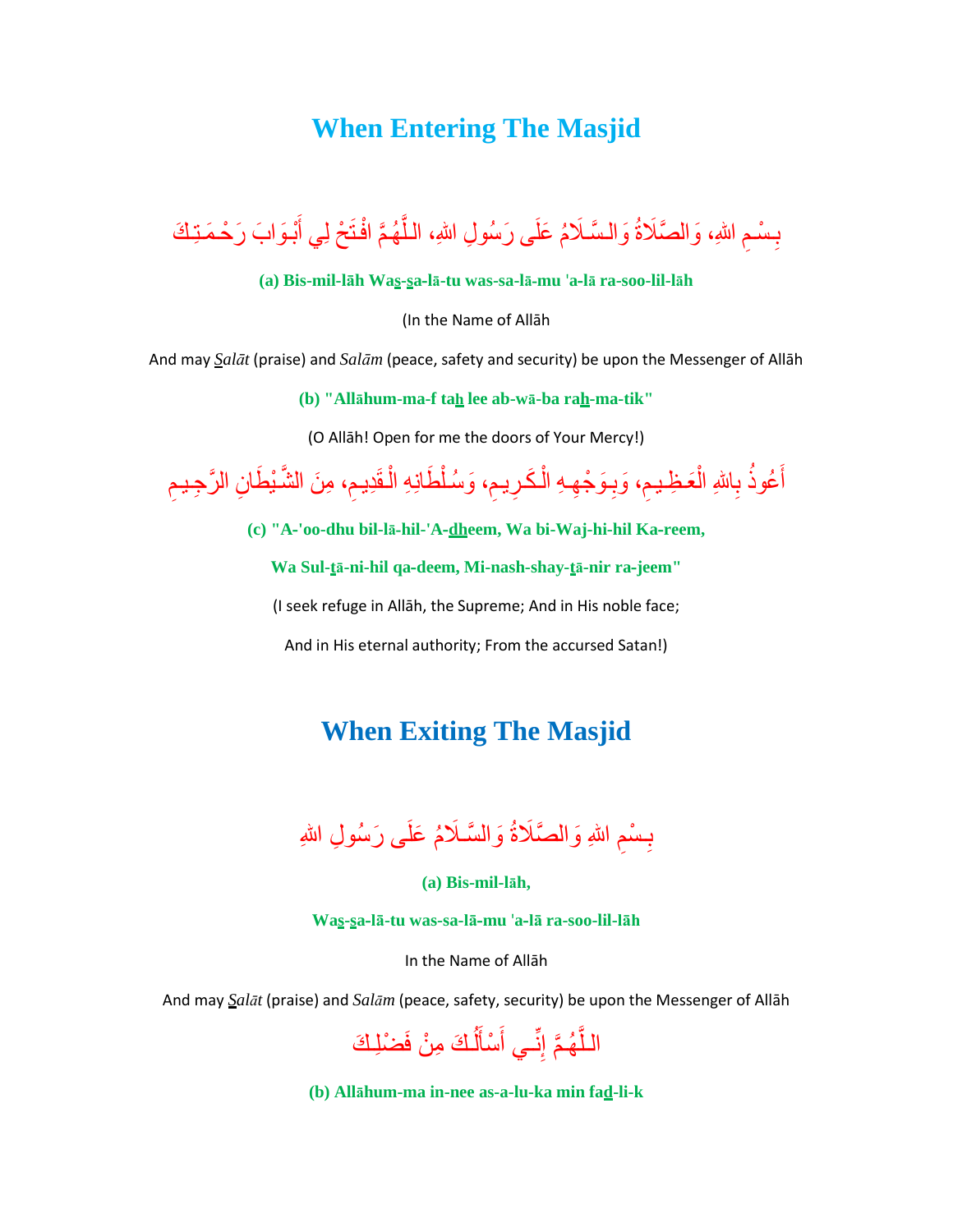# When Entering The Masjid

بِسْمِ اللهِ، وَالصَّلَاةُ وَالسَّلَامُ عَلَى رَسُولِ اللهِ، اللَّهُمَّ افْتَحْ لِي أَبْوَابَ رَحْمَتِكَ

**(a) Bis-mil-lāh Wa*s*-*s*a-lā-tu was-sa-lā-mu 'a-lā ra-soo-lil-lāh**

(In the Name of Allāh

And may *Salāt* (praise) and *Salām* (peace, safety and security) be upon the Messenger of Allāh

**(b) "Allāhum-ma-f ta*h* lee ab-wā-ba ra*h*-ma-tik"**

(O Allāh! Open for me the doors of Your Mercy!)

أَعُوذُ بِاللهِ الْعَظِيمِ، وَبِوَجْهِهِ الْكَرِيمِ، وَسُلْطَانِهِ الْقَدِيمِ، مِنَ الشَّيْطَانِ الرَّجِيمِ

**(c) "A-'oo-dhu bil-lā-hil-'A-*dh*eem, Wa bi-Waj-hi-hil Ka-reem,**

**Wa Sul-*t*ā-ni-hil qa-deem, Mi-nash-shay-*t*ā-nir ra-jeem"**

(I seek refuge in Allāh, the Supreme; And in His noble face;

And in His eternal authority; From the accursed Satan!)

# When Exiting The Masjid

بِسْمِ اللهِ وَالصَّلَاةُ وَالسَّلَامُ عَلَى رَسُولِ اللهِ

**(a) Bis-mil-lāh,**

**Wa*s*-*s*a-lā-tu was-sa-lā-mu 'a-lā ra-soo-lil-lāh**

In the Name of Allāh

And may *Salāt* (praise) and *Salām* (peace, safety, security) be upon the Messenger of Allāh

اللَّهُمَّ إِنِّي أَسْأَلُكَ مِنْ فَضْلِكَ

**(b) Allāhum-ma in-nee as-a-lu-ka min fa*d*-li-k**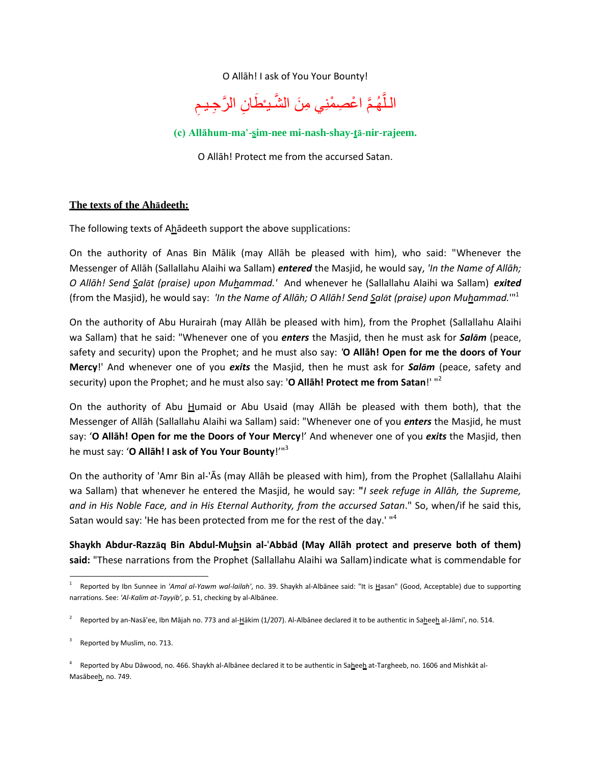O Allāh! I ask of You Your Bounty!

اللَّهُمَّ اعْصِمْنِي مِنَ الشَّيْطَانِ الرَّجِيمِ

**(c) Allāhum-ma'-sim-nee mi-nash-shay-tā-nir-rajeem.**

O Allāh! Protect me from the accursed Satan.

**The texts of the Ahādeeth:**

The following texts of Ahādeeth support the above supplications:

On the authority of Anas Bin Mālik (may Allāh be pleased with him), who said: "Whenever the Messenger of Allāh (Sallallahu Alaihi wa Sallam) ***entered*** the Masjid, he would say, *'In the Name of Allāh; O Allāh! Send Salāt (praise) upon Muhammad.'* And whenever he (Sallallahu Alaihi wa Sallam) ***exited*** (from the Masjid), he would say: *'In the Name of Allāh; O Allāh! Send Salāt (praise) upon Muhammad.'*"[1]

On the authority of Abu Hurairah (may Allāh be pleased with him), from the Prophet (Sallallahu Alaihi wa Sallam) that he said: "Whenever one of you ***enters*** the Masjid, then he must ask for ***Salām*** (peace, safety and security) upon the Prophet; and he must also say: '**O Allāh! Open for me the doors of Your Mercy**!' And whenever one of you ***exits*** the Masjid, then he must ask for ***Salām*** (peace, safety and security) upon the Prophet; and he must also say: '**O Allāh! Protect me from Satan**!' "[2]

On the authority of Abu Humaid or Abu Usaid (may Allāh be pleased with them both), that the Messenger of Allāh (Sallallahu Alaihi wa Sallam) said: "Whenever one of you ***enters*** the Masjid, he must say: '**O Allāh! Open for me the Doors of Your Mercy**!' And whenever one of you ***exits*** the Masjid, then he must say: '**O Allāh! I ask of You Your Bounty**!'"[3]

On the authority of 'Amr Bin al-'Ās (may Allāh be pleased with him), from the Prophet (Sallallahu Alaihi wa Sallam) that whenever he entered the Masjid, he would say: "*I seek refuge in Allāh, the Supreme, and in His Noble Face, and in His Eternal Authority, from the accursed Satan*." So, when/if he said this, Satan would say: 'He has been protected from me for the rest of the day.' "[4]

**Shaykh Abdur-Razzāq Bin Abdul-Muhsin al-'Abbād (May Allāh protect and preserve both of them) said:** "These narrations from the Prophet (Sallallahu Alaihi wa Sallam) indicate what is commendable for

---

[1] Reported by Ibn Sunnee in *'Amal al-Yawm wal-lailah'*, no. 39. Shaykh al-Albānee said: "It is Hasan" (Good, Acceptable) due to supporting narrations. See: *'Al-Kalim at-Tayyib'*, p. 51, checking by al-Albānee.

[2] Reported by an-Nasā'ee, Ibn Mājah no. 773 and al-Hākim (1/207). Al-Albānee declared it to be authentic in Saheeh al-Jāmi', no. 514.

[3] Reported by Muslim, no. 713.

[4] Reported by Abu Dāwood, no. 466. Shaykh al-Albānee declared it to be authentic in Saheeh at-Targheeb, no. 1606 and Mishkāt al-Masābeeh, no. 749.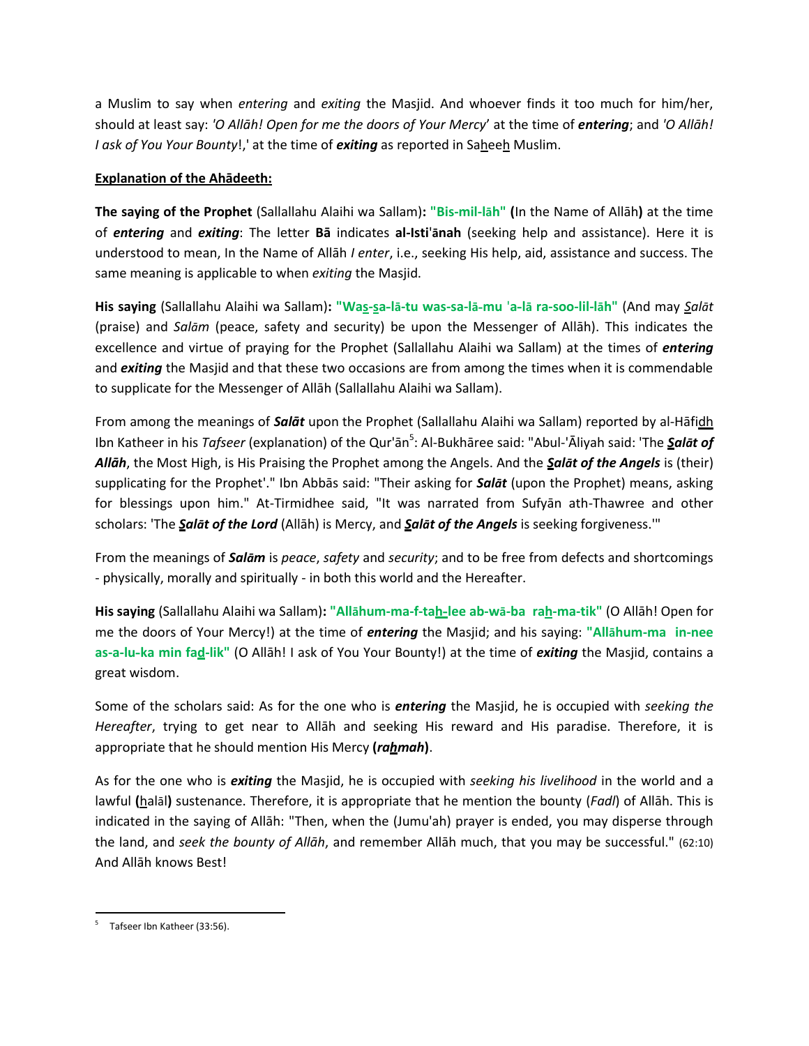a Muslim to say when *entering* and *exiting* the Masjid. And whoever finds it too much for him/her, should at least say: *'O Allāh! Open for me the doors of Your Mercy*' at the time of ***entering***; and *'O Allāh! I ask of You Your Bounty*!,' at the time of ***exiting*** as reported in Sa<u>h</u>ee<u>h</u> Muslim.

**<u>Explanation of the Ahādeeth:</u>**

**The saying of the Prophet** (Sallallahu Alaihi wa Sallam)**: "Bis-mil-lāh" (**In the Name of Allāh**)** at the time of ***entering*** and ***exiting***: The letter **Bā** indicates **al-Isti'ānah** (seeking help and assistance). Here it is understood to mean, In the Name of Allāh *I enter*, i.e., seeking His help, aid, assistance and success. The same meaning is applicable to when *exiting* the Masjid.

**His saying** (Sallallahu Alaihi wa Sallam)**: "Wa<u>s</u>-<u>s</u>a-lā-tu was-sa-lā-mu 'a-lā ra-soo-lil-lāh"** (And may *<u>S</u>alāt* (praise) and *Salām* (peace, safety and security) be upon the Messenger of Allāh). This indicates the excellence and virtue of praying for the Prophet (Sallallahu Alaihi wa Sallam) at the times of ***entering*** and ***exiting*** the Masjid and that these two occasions are from among the times when it is commendable to supplicate for the Messenger of Allāh (Sallallahu Alaihi wa Sallam).

From among the meanings of ***Salāt*** upon the Prophet (Sallallahu Alaihi wa Sallam) reported by al-Hāfi<u>dh</u> Ibn Katheer in his *Tafseer* (explanation) of the Qur'ān[5]: Al-Bukhāree said: "Abul-'Āliyah said: 'The ***<u>S</u>alāt of Allāh***, the Most High, is His Praising the Prophet among the Angels. And the ***<u>S</u>alāt of the Angels*** is (their) supplicating for the Prophet'." Ibn Abbās said: "Their asking for ***Salāt*** (upon the Prophet) means, asking for blessings upon him." At-Tirmidhee said, "It was narrated from Sufyān ath-Thawree and other scholars: 'The ***<u>S</u>alāt of the Lord*** (Allāh) is Mercy, and ***<u>S</u>alāt of the Angels*** is seeking forgiveness.'"

From the meanings of ***Salām*** is *peace*, *safety* and *security*; and to be free from defects and shortcomings - physically, morally and spiritually - in both this world and the Hereafter.

**His saying** (Sallallahu Alaihi wa Sallam)**: "Allāhum-ma-f-ta<u>h</u>-lee ab-wā-ba ra<u>h</u>-ma-tik"** (O Allāh! Open for me the doors of Your Mercy!) at the time of ***entering*** the Masjid; and his saying: **"Allāhum-ma in-nee as-a-lu-ka min fa<u>d</u>-lik"** (O Allāh! I ask of You Your Bounty!) at the time of ***exiting*** the Masjid, contains a great wisdom.

Some of the scholars said: As for the one who is ***entering*** the Masjid, he is occupied with *seeking the Hereafter*, trying to get near to Allāh and seeking His reward and His paradise. Therefore, it is appropriate that he should mention His Mercy **(*ra<u>h</u>mah*)**.

As for the one who is ***exiting*** the Masjid, he is occupied with *seeking his livelihood* in the world and a lawful **(**<u>h</u>alāl**)** sustenance. Therefore, it is appropriate that he mention the bounty (*Fadl*) of Allāh. This is indicated in the saying of Allāh: "Then, when the (Jumu'ah) prayer is ended, you may disperse through the land, and *seek the bounty of Allāh*, and remember Allāh much, that you may be successful." (62:10) And Allāh knows Best!

---

[5] Tafseer Ibn Katheer (33:56).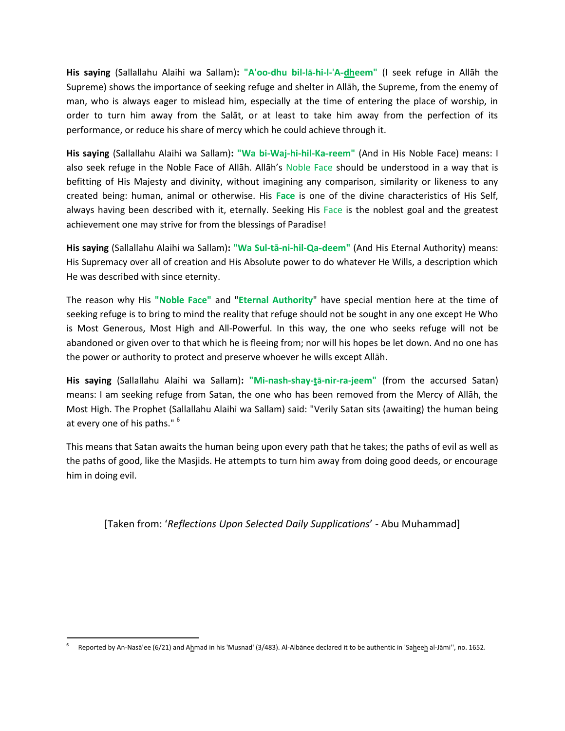**His saying** (Sallallahu Alaihi wa Sallam)**: "A'oo-dhu bil-lā-hi-l-'A-dheem"** (I seek refuge in Allāh the Supreme) shows the importance of seeking refuge and shelter in Allāh, the Supreme, from the enemy of man, who is always eager to mislead him, especially at the time of entering the place of worship, in order to turn him away from the Salāt, or at least to take him away from the perfection of its performance, or reduce his share of mercy which he could achieve through it.

**His saying** (Sallallahu Alaihi wa Sallam)**: "Wa bi-Waj-hi-hil-Ka-reem"** (And in His Noble Face) means: I also seek refuge in the Noble Face of Allāh. Allāh's Noble Face should be understood in a way that is befitting of His Majesty and divinity, without imagining any comparison, similarity or likeness to any created being: human, animal or otherwise. His **Face** is one of the divine characteristics of His Self, always having been described with it, eternally. Seeking His Face is the noblest goal and the greatest achievement one may strive for from the blessings of Paradise!

**His saying** (Sallallahu Alaihi wa Sallam)**: "Wa Sul-tā-ni-hil-Qa-deem"** (And His Eternal Authority) means: His Supremacy over all of creation and His Absolute power to do whatever He Wills, a description which He was described with since eternity.

The reason why His **"Noble Face"** and "**Eternal Authority**" have special mention here at the time of seeking refuge is to bring to mind the reality that refuge should not be sought in any one except He Who is Most Generous, Most High and All-Powerful. In this way, the one who seeks refuge will not be abandoned or given over to that which he is fleeing from; nor will his hopes be let down. And no one has the power or authority to protect and preserve whoever he wills except Allāh.

**His saying** (Sallallahu Alaihi wa Sallam)**: "Mi-nash-shay-ṯā-nir-ra-jeem"** (from the accursed Satan) means: I am seeking refuge from Satan, the one who has been removed from the Mercy of Allāh, the Most High. The Prophet (Sallallahu Alaihi wa Sallam) said: "Verily Satan sits (awaiting) the human being at every one of his paths." [6]

This means that Satan awaits the human being upon every path that he takes; the paths of evil as well as the paths of good, like the Masjids. He attempts to turn him away from doing good deeds, or encourage him in doing evil.

[Taken from: '*Reflections Upon Selected Daily Supplications*' - Abu Muhammad]

---

[6] Reported by An-Nasā'ee (6/21) and Ahmad in his 'Musnad' (3/483). Al-Albānee declared it to be authentic in 'Saheeh al-Jāmi'', no. 1652.